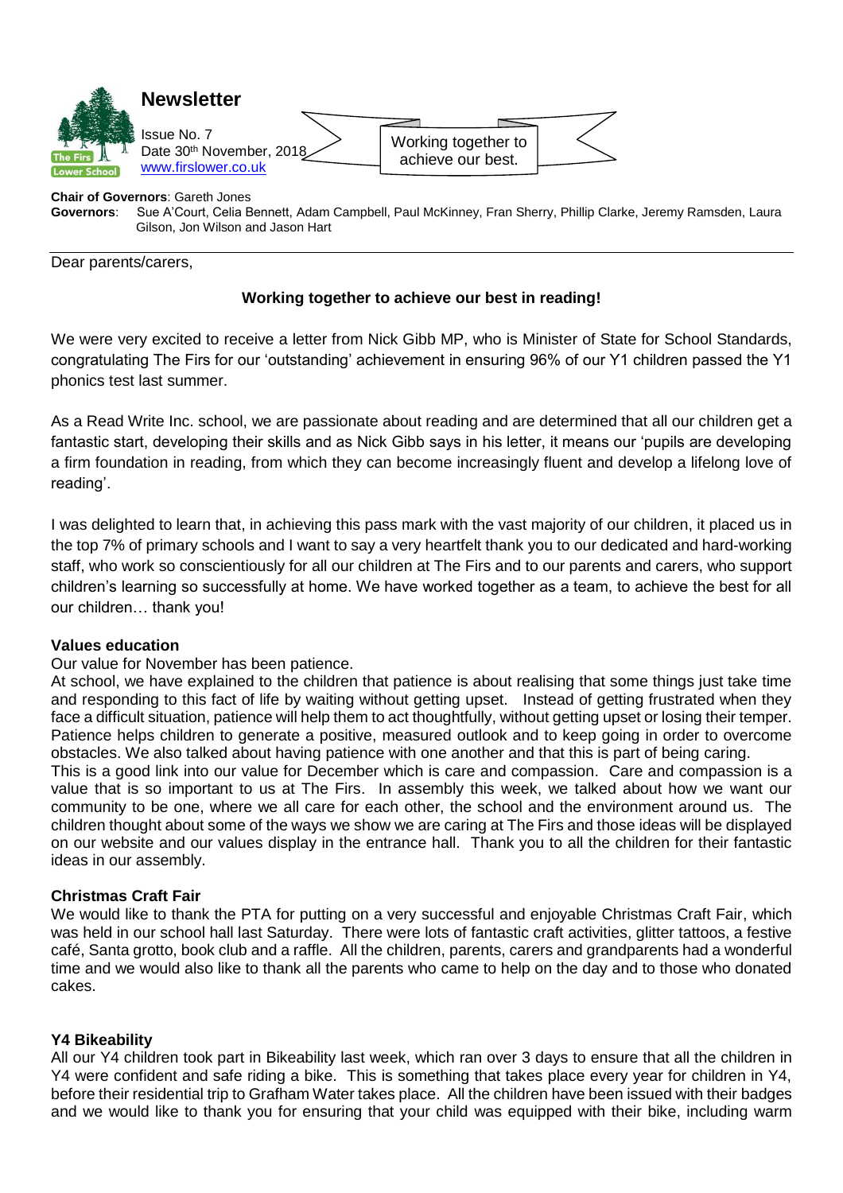# Newsletter

Issue No. 7
Date 30th November, 2018
www.firslower.co.uk

Working together to achieve our best.

**Chair of Governors**: Gareth Jones
**Governors**: Sue A'Court, Celia Bennett, Adam Campbell, Paul McKinney, Fran Sherry, Phillip Clarke, Jeremy Ramsden, Laura Gilson, Jon Wilson and Jason Hart

Dear parents/carers,

**Working together to achieve our best in reading!**

We were very excited to receive a letter from Nick Gibb MP, who is Minister of State for School Standards, congratulating The Firs for our 'outstanding' achievement in ensuring 96% of our Y1 children passed the Y1 phonics test last summer.

As a Read Write Inc. school, we are passionate about reading and are determined that all our children get a fantastic start, developing their skills and as Nick Gibb says in his letter, it means our 'pupils are developing a firm foundation in reading, from which they can become increasingly fluent and develop a lifelong love of reading'.

I was delighted to learn that, in achieving this pass mark with the vast majority of our children, it placed us in the top 7% of primary schools and I want to say a very heartfelt thank you to our dedicated and hard-working staff, who work so conscientiously for all our children at The Firs and to our parents and carers, who support children's learning so successfully at home. We have worked together as a team, to achieve the best for all our children… thank you!

**Values education**

Our value for November has been patience.

At school, we have explained to the children that patience is about realising that some things just take time and responding to this fact of life by waiting without getting upset. Instead of getting frustrated when they face a difficult situation, patience will help them to act thoughtfully, without getting upset or losing their temper. Patience helps children to generate a positive, measured outlook and to keep going in order to overcome obstacles. We also talked about having patience with one another and that this is part of being caring.

This is a good link into our value for December which is care and compassion. Care and compassion is a value that is so important to us at The Firs. In assembly this week, we talked about how we want our community to be one, where we all care for each other, the school and the environment around us. The children thought about some of the ways we show we are caring at The Firs and those ideas will be displayed on our website and our values display in the entrance hall. Thank you to all the children for their fantastic ideas in our assembly.

**Christmas Craft Fair**

We would like to thank the PTA for putting on a very successful and enjoyable Christmas Craft Fair, which was held in our school hall last Saturday. There were lots of fantastic craft activities, glitter tattoos, a festive café, Santa grotto, book club and a raffle. All the children, parents, carers and grandparents had a wonderful time and we would also like to thank all the parents who came to help on the day and to those who donated cakes.

**Y4 Bikeability**

All our Y4 children took part in Bikeability last week, which ran over 3 days to ensure that all the children in Y4 were confident and safe riding a bike. This is something that takes place every year for children in Y4, before their residential trip to Grafham Water takes place. All the children have been issued with their badges and we would like to thank you for ensuring that your child was equipped with their bike, including warm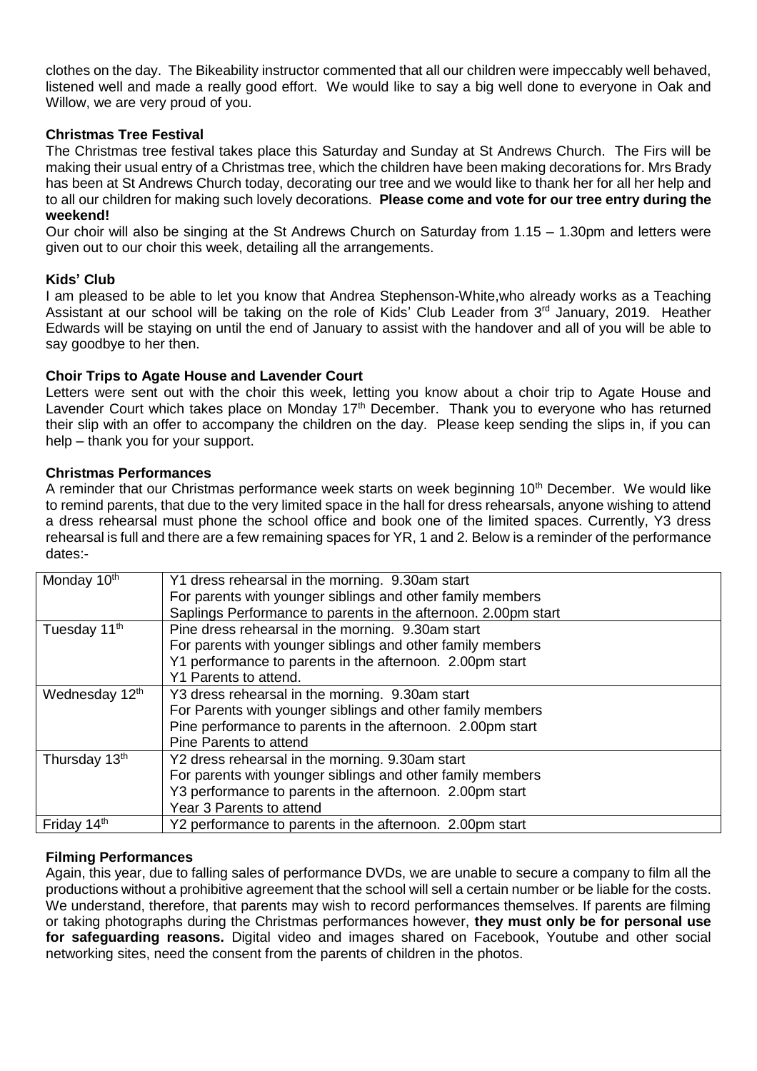clothes on the day. The Bikeability instructor commented that all our children were impeccably well behaved, listened well and made a really good effort. We would like to say a big well done to everyone in Oak and Willow, we are very proud of you.

**Christmas Tree Festival**

The Christmas tree festival takes place this Saturday and Sunday at St Andrews Church. The Firs will be making their usual entry of a Christmas tree, which the children have been making decorations for. Mrs Brady has been at St Andrews Church today, decorating our tree and we would like to thank her for all her help and to all our children for making such lovely decorations. **Please come and vote for our tree entry during the weekend!**

Our choir will also be singing at the St Andrews Church on Saturday from 1.15 – 1.30pm and letters were given out to our choir this week, detailing all the arrangements.

**Kids' Club**

I am pleased to be able to let you know that Andrea Stephenson-White,who already works as a Teaching Assistant at our school will be taking on the role of Kids' Club Leader from 3rd January, 2019. Heather Edwards will be staying on until the end of January to assist with the handover and all of you will be able to say goodbye to her then.

**Choir Trips to Agate House and Lavender Court**

Letters were sent out with the choir this week, letting you know about a choir trip to Agate House and Lavender Court which takes place on Monday 17th December. Thank you to everyone who has returned their slip with an offer to accompany the children on the day. Please keep sending the slips in, if you can help – thank you for your support.

**Christmas Performances**

A reminder that our Christmas performance week starts on week beginning 10th December. We would like to remind parents, that due to the very limited space in the hall for dress rehearsals, anyone wishing to attend a dress rehearsal must phone the school office and book one of the limited spaces. Currently, Y3 dress rehearsal is full and there are a few remaining spaces for YR, 1 and 2. Below is a reminder of the performance dates:-

| | |
|---|---|
| Monday 10th | Y1 dress rehearsal in the morning. 9.30am start<br>For parents with younger siblings and other family members<br>Saplings Performance to parents in the afternoon. 2.00pm start |
| Tuesday 11th | Pine dress rehearsal in the morning. 9.30am start<br>For parents with younger siblings and other family members<br>Y1 performance to parents in the afternoon. 2.00pm start<br>Y1 Parents to attend. |
| Wednesday 12th | Y3 dress rehearsal in the morning. 9.30am start<br>For Parents with younger siblings and other family members<br>Pine performance to parents in the afternoon. 2.00pm start<br>Pine Parents to attend |
| Thursday 13th | Y2 dress rehearsal in the morning. 9.30am start<br>For parents with younger siblings and other family members<br>Y3 performance to parents in the afternoon. 2.00pm start<br>Year 3 Parents to attend |
| Friday 14th | Y2 performance to parents in the afternoon. 2.00pm start |

**Filming Performances**

Again, this year, due to falling sales of performance DVDs, we are unable to secure a company to film all the productions without a prohibitive agreement that the school will sell a certain number or be liable for the costs. We understand, therefore, that parents may wish to record performances themselves. If parents are filming or taking photographs during the Christmas performances however, **they must only be for personal use for safeguarding reasons.** Digital video and images shared on Facebook, Youtube and other social networking sites, need the consent from the parents of children in the photos.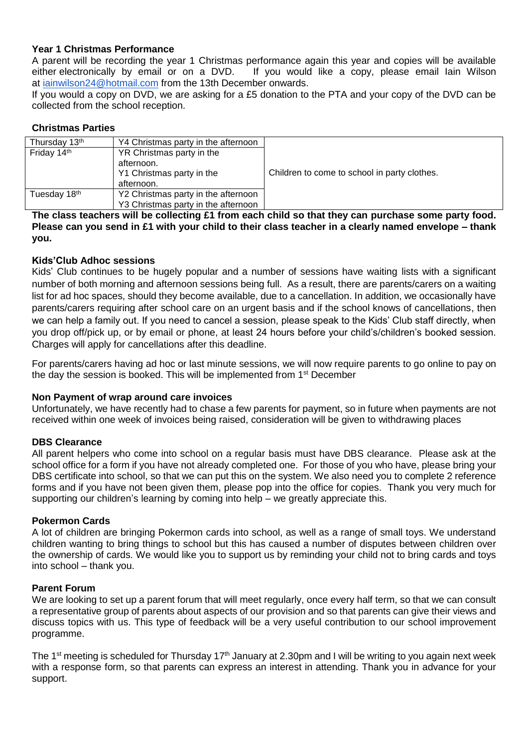**Year 1 Christmas Performance**

A parent will be recording the year 1 Christmas performance again this year and copies will be available either electronically by email or on a DVD. If you would like a copy, please email Iain Wilson at iainwilson24@hotmail.com from the 13th December onwards.

If you would a copy on DVD, we are asking for a £5 donation to the PTA and your copy of the DVD can be collected from the school reception.

**Christmas Parties**

| Thursday 13th | Y4 Christmas party in the afternoon | Children to come to school in party clothes. |
|---|---|---|
| Friday 14th | YR Christmas party in the afternoon. Y1 Christmas party in the afternoon. | |
| Tuesday 18th | Y2 Christmas party in the afternoon Y3 Christmas party in the afternoon | |

**The class teachers will be collecting £1 from each child so that they can purchase some party food. Please can you send in £1 with your child to their class teacher in a clearly named envelope – thank you.**

**Kids'Club Adhoc sessions**

Kids' Club continues to be hugely popular and a number of sessions have waiting lists with a significant number of both morning and afternoon sessions being full. As a result, there are parents/carers on a waiting list for ad hoc spaces, should they become available, due to a cancellation. In addition, we occasionally have parents/carers requiring after school care on an urgent basis and if the school knows of cancellations, then we can help a family out. If you need to cancel a session, please speak to the Kids' Club staff directly, when you drop off/pick up, or by email or phone, at least 24 hours before your child's/children's booked session. Charges will apply for cancellations after this deadline.

For parents/carers having ad hoc or last minute sessions, we will now require parents to go online to pay on the day the session is booked. This will be implemented from 1st December

**Non Payment of wrap around care invoices**

Unfortunately, we have recently had to chase a few parents for payment, so in future when payments are not received within one week of invoices being raised, consideration will be given to withdrawing places

**DBS Clearance**

All parent helpers who come into school on a regular basis must have DBS clearance. Please ask at the school office for a form if you have not already completed one. For those of you who have, please bring your DBS certificate into school, so that we can put this on the system. We also need you to complete 2 reference forms and if you have not been given them, please pop into the office for copies. Thank you very much for supporting our children's learning by coming into help – we greatly appreciate this.

**Pokermon Cards**

A lot of children are bringing Pokermon cards into school, as well as a range of small toys. We understand children wanting to bring things to school but this has caused a number of disputes between children over the ownership of cards. We would like you to support us by reminding your child not to bring cards and toys into school – thank you.

**Parent Forum**

We are looking to set up a parent forum that will meet regularly, once every half term, so that we can consult a representative group of parents about aspects of our provision and so that parents can give their views and discuss topics with us. This type of feedback will be a very useful contribution to our school improvement programme.

The 1st meeting is scheduled for Thursday 17th January at 2.30pm and I will be writing to you again next week with a response form, so that parents can express an interest in attending. Thank you in advance for your support.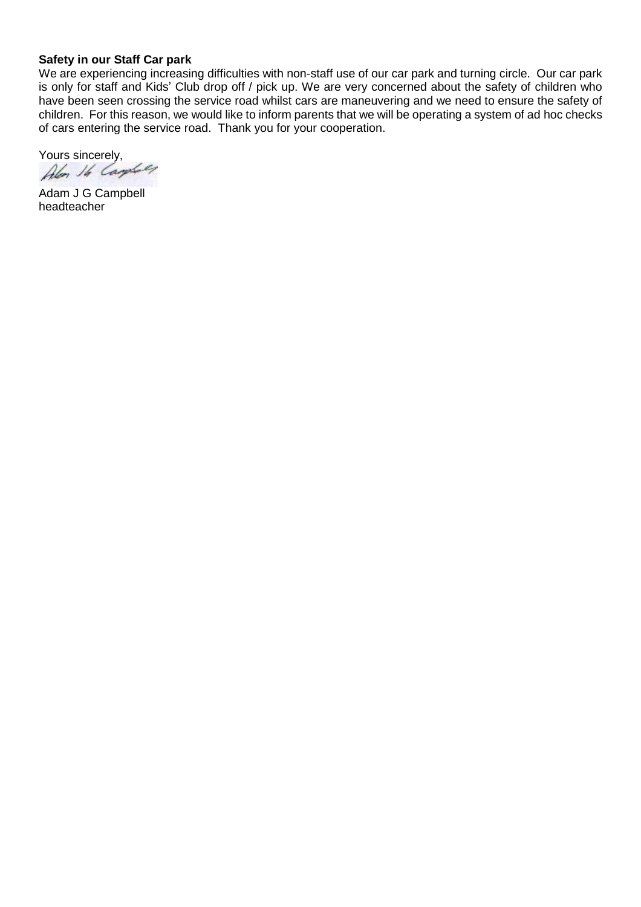**Safety in our Staff Car park**

We are experiencing increasing difficulties with non-staff use of our car park and turning circle. Our car park is only for staff and Kids' Club drop off / pick up. We are very concerned about the safety of children who have been seen crossing the service road whilst cars are maneuvering and we need to ensure the safety of children. For this reason, we would like to inform parents that we will be operating a system of ad hoc checks of cars entering the service road. Thank you for your cooperation.

Yours sincerely,

Adam J G Campbell
headteacher